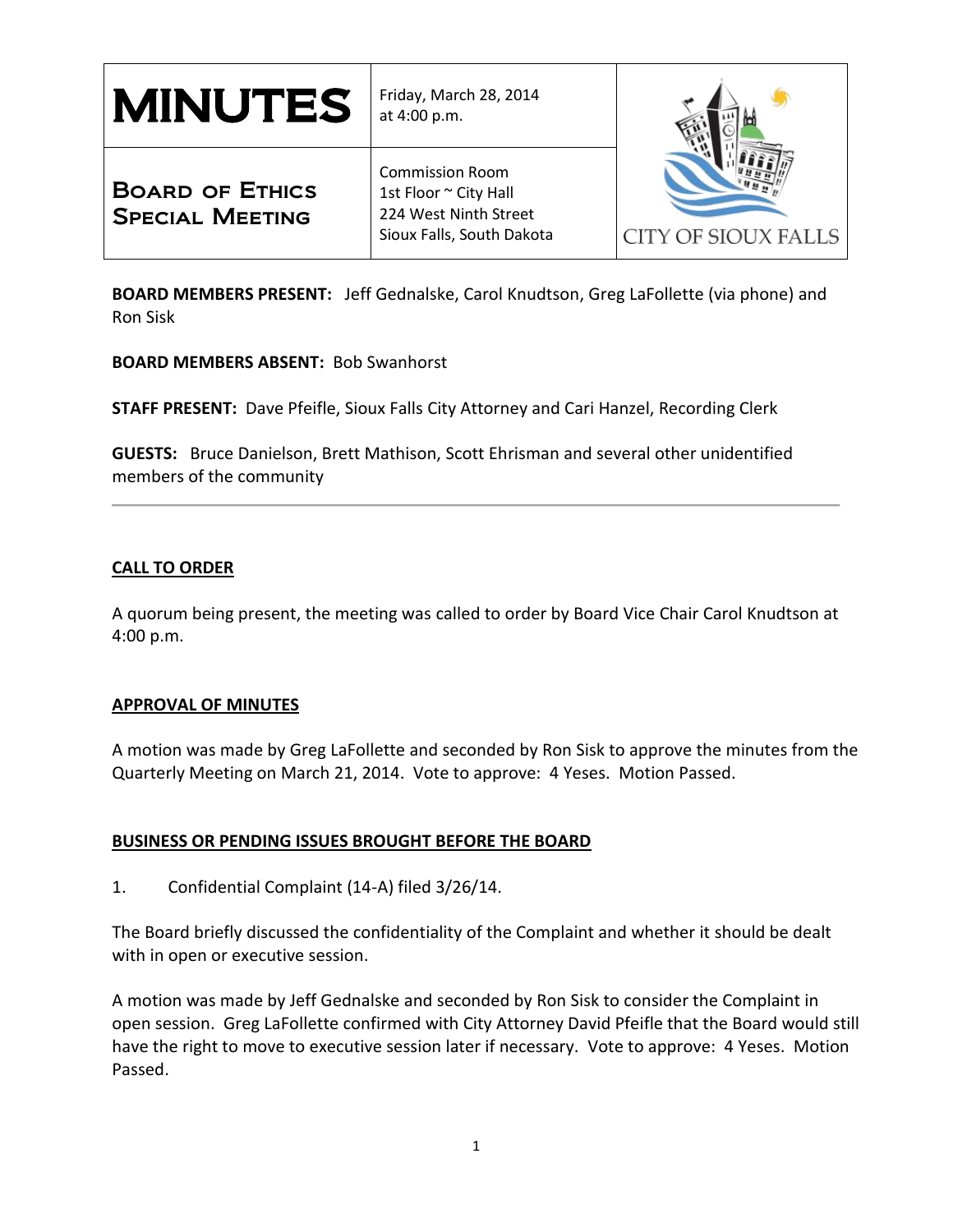| # MINUTES | Friday, March 28, 2014 at 4:00 p.m. | CITY OF SIOUX FALLS |
|---|---|---|
| **BOARD OF ETHICS SPECIAL MEETING** | Commission Room<br>1st Floor ~ City Hall<br>224 West Ninth Street<br>Sioux Falls, South Dakota | |

**BOARD MEMBERS PRESENT:** Jeff Gednalske, Carol Knudtson, Greg LaFollette (via phone) and Ron Sisk

**BOARD MEMBERS ABSENT:** Bob Swanhorst

**STAFF PRESENT:** Dave Pfeifle, Sioux Falls City Attorney and Cari Hanzel, Recording Clerk

**GUESTS:** Bruce Danielson, Brett Mathison, Scott Ehrisman and several other unidentified members of the community

---

## CALL TO ORDER

A quorum being present, the meeting was called to order by Board Vice Chair Carol Knudtson at 4:00 p.m.

## APPROVAL OF MINUTES

A motion was made by Greg LaFollette and seconded by Ron Sisk to approve the minutes from the Quarterly Meeting on March 21, 2014. Vote to approve: 4 Yeses. Motion Passed.

## BUSINESS OR PENDING ISSUES BROUGHT BEFORE THE BOARD

1. Confidential Complaint (14-A) filed 3/26/14.

The Board briefly discussed the confidentiality of the Complaint and whether it should be dealt with in open or executive session.

A motion was made by Jeff Gednalske and seconded by Ron Sisk to consider the Complaint in open session. Greg LaFollette confirmed with City Attorney David Pfeifle that the Board would still have the right to move to executive session later if necessary. Vote to approve: 4 Yeses. Motion Passed.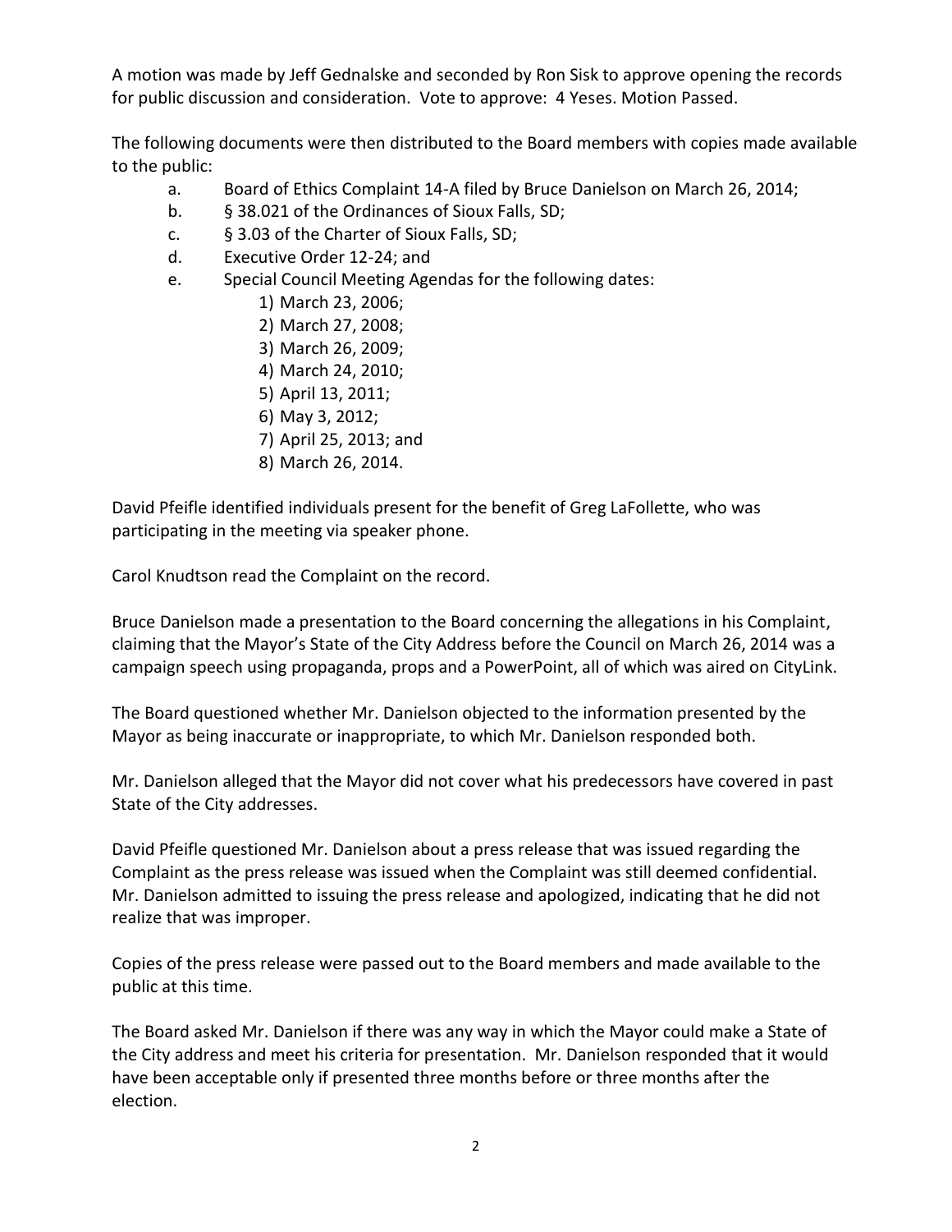A motion was made by Jeff Gednalske and seconded by Ron Sisk to approve opening the records for public discussion and consideration. Vote to approve: 4 Yeses. Motion Passed.

The following documents were then distributed to the Board members with copies made available to the public:

a. Board of Ethics Complaint 14-A filed by Bruce Danielson on March 26, 2014;
b. § 38.021 of the Ordinances of Sioux Falls, SD;
c. § 3.03 of the Charter of Sioux Falls, SD;
d. Executive Order 12-24; and
e. Special Council Meeting Agendas for the following dates:
    1) March 23, 2006;
    2) March 27, 2008;
    3) March 26, 2009;
    4) March 24, 2010;
    5) April 13, 2011;
    6) May 3, 2012;
    7) April 25, 2013; and
    8) March 26, 2014.

David Pfeifle identified individuals present for the benefit of Greg LaFollette, who was participating in the meeting via speaker phone.

Carol Knudtson read the Complaint on the record.

Bruce Danielson made a presentation to the Board concerning the allegations in his Complaint, claiming that the Mayor's State of the City Address before the Council on March 26, 2014 was a campaign speech using propaganda, props and a PowerPoint, all of which was aired on CityLink.

The Board questioned whether Mr. Danielson objected to the information presented by the Mayor as being inaccurate or inappropriate, to which Mr. Danielson responded both.

Mr. Danielson alleged that the Mayor did not cover what his predecessors have covered in past State of the City addresses.

David Pfeifle questioned Mr. Danielson about a press release that was issued regarding the Complaint as the press release was issued when the Complaint was still deemed confidential. Mr. Danielson admitted to issuing the press release and apologized, indicating that he did not realize that was improper.

Copies of the press release were passed out to the Board members and made available to the public at this time.

The Board asked Mr. Danielson if there was any way in which the Mayor could make a State of the City address and meet his criteria for presentation. Mr. Danielson responded that it would have been acceptable only if presented three months before or three months after the election.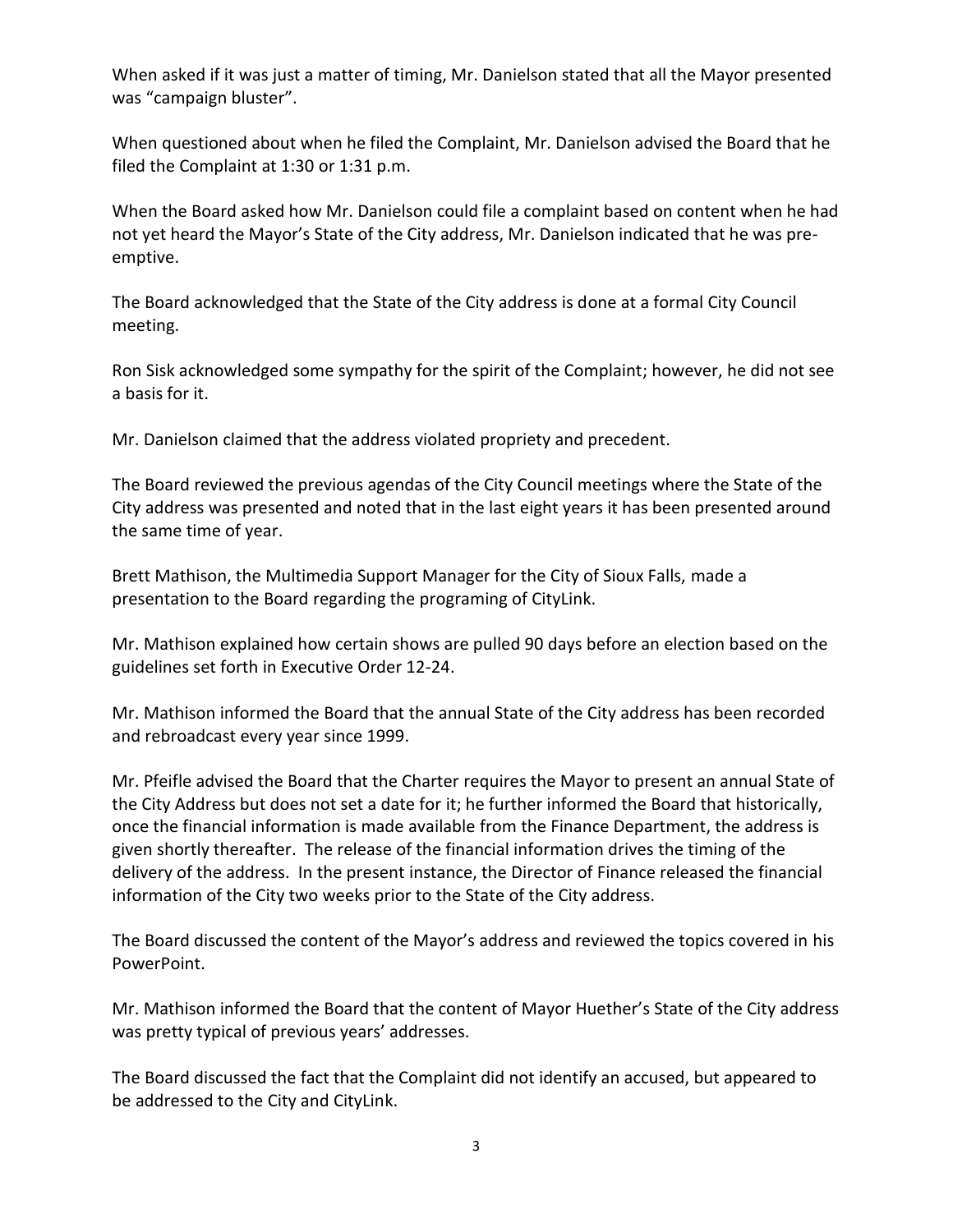When asked if it was just a matter of timing, Mr. Danielson stated that all the Mayor presented was “campaign bluster”.

When questioned about when he filed the Complaint, Mr. Danielson advised the Board that he filed the Complaint at 1:30 or 1:31 p.m.

When the Board asked how Mr. Danielson could file a complaint based on content when he had not yet heard the Mayor’s State of the City address, Mr. Danielson indicated that he was pre-emptive.

The Board acknowledged that the State of the City address is done at a formal City Council meeting.

Ron Sisk acknowledged some sympathy for the spirit of the Complaint; however, he did not see a basis for it.

Mr. Danielson claimed that the address violated propriety and precedent.

The Board reviewed the previous agendas of the City Council meetings where the State of the City address was presented and noted that in the last eight years it has been presented around the same time of year.

Brett Mathison, the Multimedia Support Manager for the City of Sioux Falls, made a presentation to the Board regarding the programing of CityLink.

Mr. Mathison explained how certain shows are pulled 90 days before an election based on the guidelines set forth in Executive Order 12-24.

Mr. Mathison informed the Board that the annual State of the City address has been recorded and rebroadcast every year since 1999.

Mr. Pfeifle advised the Board that the Charter requires the Mayor to present an annual State of the City Address but does not set a date for it; he further informed the Board that historically, once the financial information is made available from the Finance Department, the address is given shortly thereafter. The release of the financial information drives the timing of the delivery of the address. In the present instance, the Director of Finance released the financial information of the City two weeks prior to the State of the City address.

The Board discussed the content of the Mayor’s address and reviewed the topics covered in his PowerPoint.

Mr. Mathison informed the Board that the content of Mayor Huether’s State of the City address was pretty typical of previous years’ addresses.

The Board discussed the fact that the Complaint did not identify an accused, but appeared to be addressed to the City and CityLink.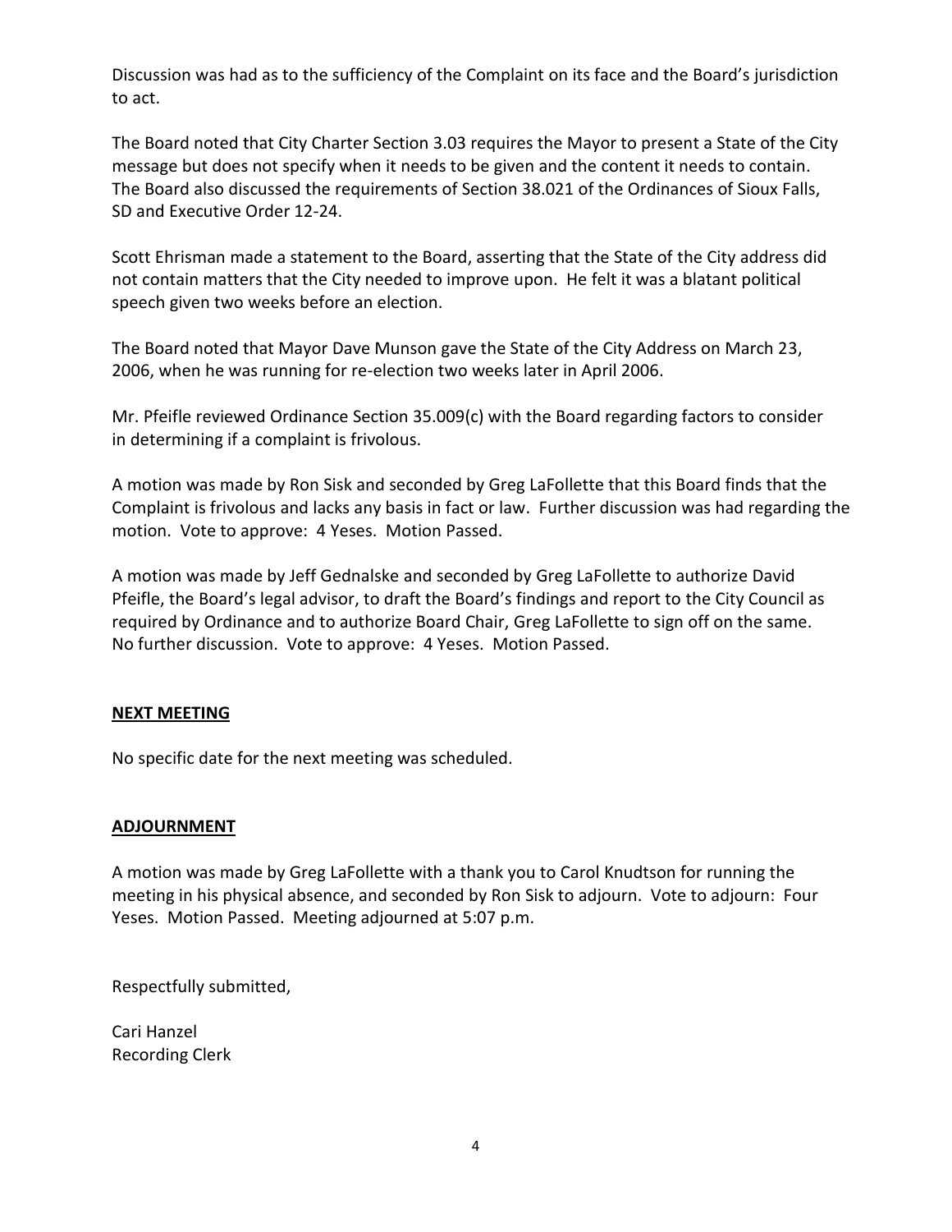Discussion was had as to the sufficiency of the Complaint on its face and the Board's jurisdiction to act.

The Board noted that City Charter Section 3.03 requires the Mayor to present a State of the City message but does not specify when it needs to be given and the content it needs to contain. The Board also discussed the requirements of Section 38.021 of the Ordinances of Sioux Falls, SD and Executive Order 12-24.

Scott Ehrisman made a statement to the Board, asserting that the State of the City address did not contain matters that the City needed to improve upon. He felt it was a blatant political speech given two weeks before an election.

The Board noted that Mayor Dave Munson gave the State of the City Address on March 23, 2006, when he was running for re-election two weeks later in April 2006.

Mr. Pfeifle reviewed Ordinance Section 35.009(c) with the Board regarding factors to consider in determining if a complaint is frivolous.

A motion was made by Ron Sisk and seconded by Greg LaFollette that this Board finds that the Complaint is frivolous and lacks any basis in fact or law. Further discussion was had regarding the motion. Vote to approve: 4 Yeses. Motion Passed.

A motion was made by Jeff Gednalske and seconded by Greg LaFollette to authorize David Pfeifle, the Board's legal advisor, to draft the Board's findings and report to the City Council as required by Ordinance and to authorize Board Chair, Greg LaFollette to sign off on the same. No further discussion. Vote to approve: 4 Yeses. Motion Passed.

**NEXT MEETING**

No specific date for the next meeting was scheduled.

**ADJOURNMENT**

A motion was made by Greg LaFollette with a thank you to Carol Knudtson for running the meeting in his physical absence, and seconded by Ron Sisk to adjourn. Vote to adjourn: Four Yeses. Motion Passed. Meeting adjourned at 5:07 p.m.

Respectfully submitted,

Cari Hanzel
Recording Clerk